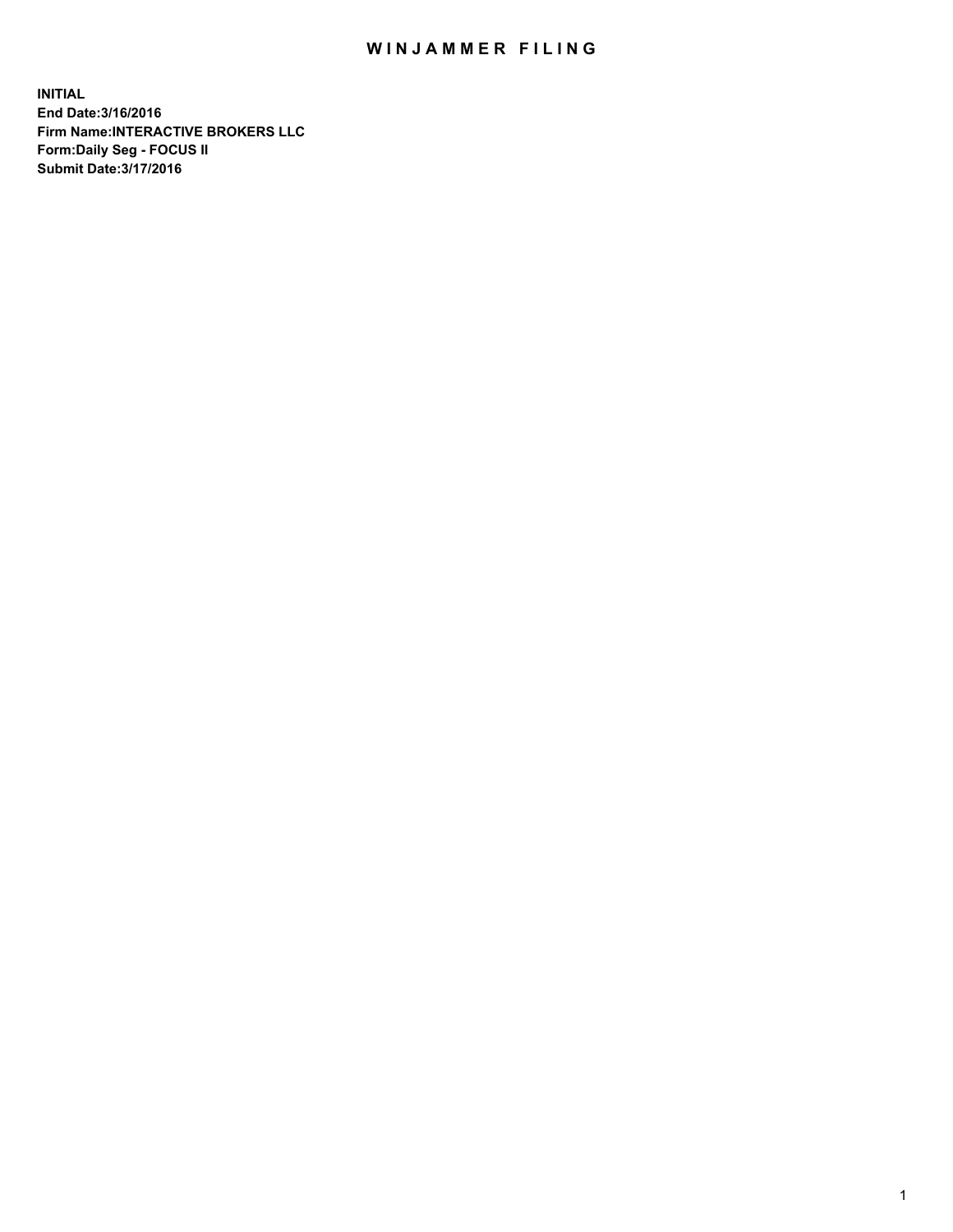# WINJAMMER FILING

**INITIAL**
**End Date:3/16/2016**
**Firm Name:INTERACTIVE BROKERS LLC**
**Form:Daily Seg - FOCUS II**
**Submit Date:3/17/2016**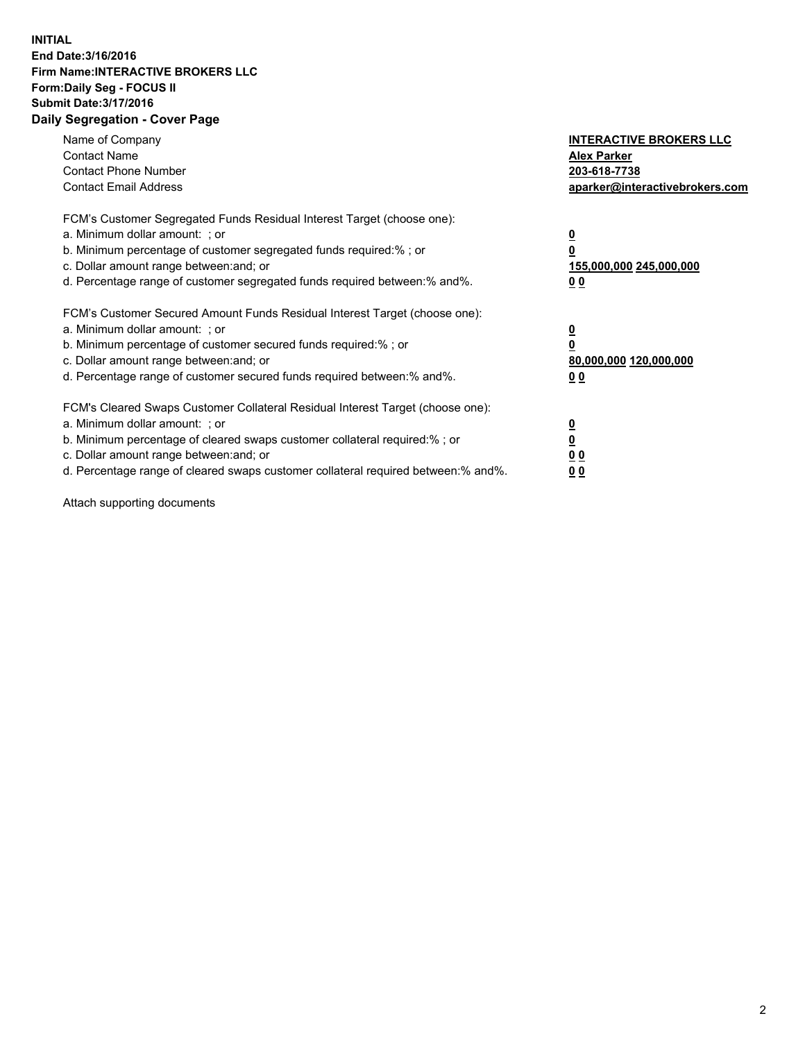**INITIAL**
**End Date:3/16/2016**
**Firm Name:INTERACTIVE BROKERS LLC**
**Form:Daily Seg - FOCUS II**
**Submit Date:3/17/2016**
**Daily Segregation - Cover Page**

| | |
|---|---|
| Name of Company | **INTERACTIVE BROKERS LLC** |
| Contact Name | **Alex Parker** |
| Contact Phone Number | **203-618-7738** |
| Contact Email Address | **aparker@interactivebrokers.com** |

FCM's Customer Segregated Funds Residual Interest Target (choose one):

| | |
|---|---|
| a. Minimum dollar amount: ; or | **0** |
| b. Minimum percentage of customer segregated funds required:% ; or | **0** |
| c. Dollar amount range between:and; or | **155,000,000 245,000,000** |
| d. Percentage range of customer segregated funds required between:% and%. | **0 0** |

FCM's Customer Secured Amount Funds Residual Interest Target (choose one):

| | |
|---|---|
| a. Minimum dollar amount: ; or | **0** |
| b. Minimum percentage of customer secured funds required:% ; or | **0** |
| c. Dollar amount range between:and; or | **80,000,000 120,000,000** |
| d. Percentage range of customer secured funds required between:% and%. | **0 0** |

FCM's Cleared Swaps Customer Collateral Residual Interest Target (choose one):

| | |
|---|---|
| a. Minimum dollar amount: ; or | **0** |
| b. Minimum percentage of cleared swaps customer collateral required:% ; or | **0** |
| c. Dollar amount range between:and; or | **0 0** |
| d. Percentage range of cleared swaps customer collateral required between:% and%. | **0 0** |

Attach supporting documents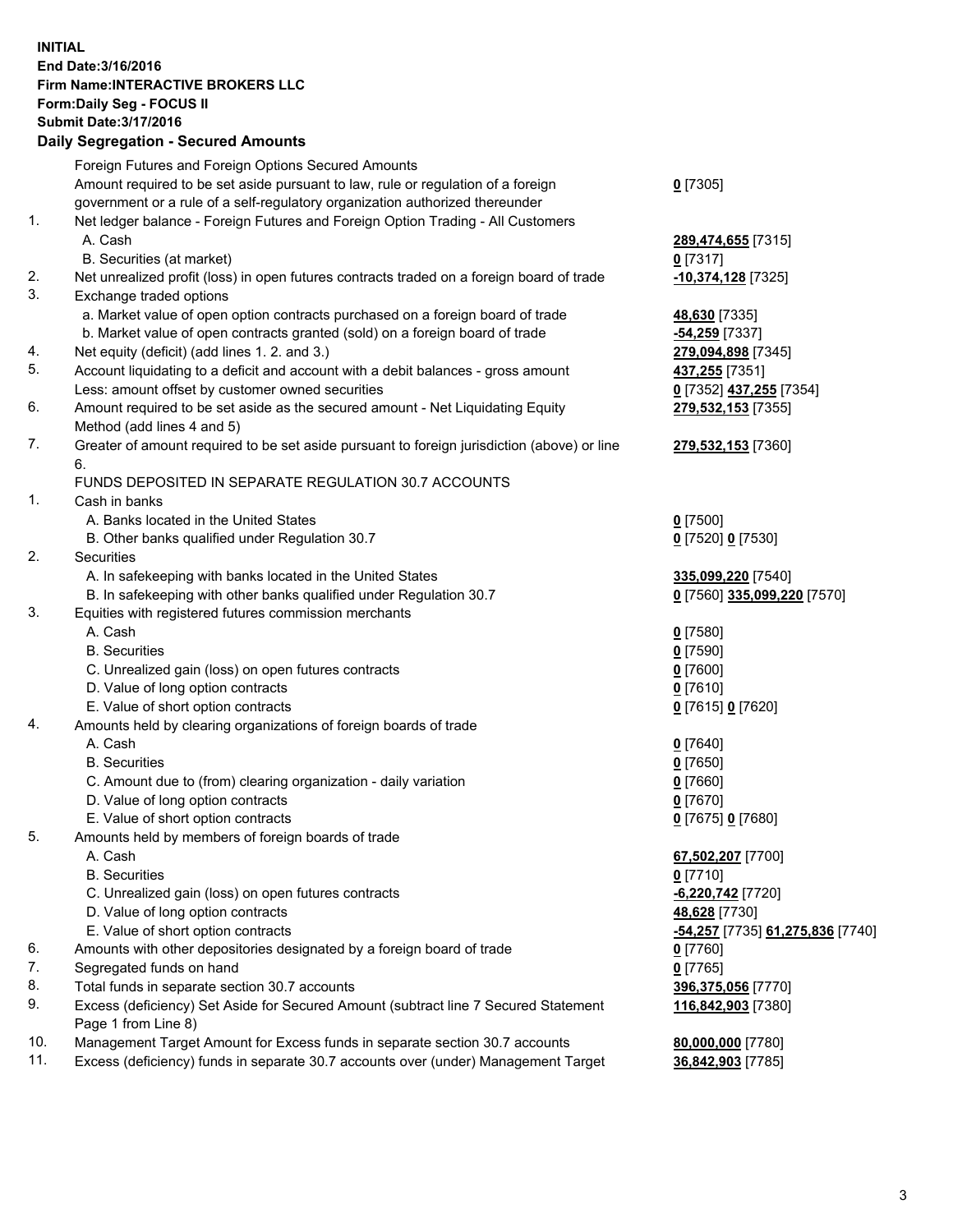**INITIAL**
**End Date:3/16/2016**
**Firm Name:INTERACTIVE BROKERS LLC**
**Form:Daily Seg - FOCUS II**
**Submit Date:3/17/2016**
**Daily Segregation - Secured Amounts**

| | | |
|---|---|---|
| | Foreign Futures and Foreign Options Secured Amounts | |
| | Amount required to be set aside pursuant to law, rule or regulation of a foreign government or a rule of a self-regulatory organization authorized thereunder | **0** [7305] |
| 1. | Net ledger balance - Foreign Futures and Foreign Option Trading - All Customers | |
| | A. Cash | **289,474,655** [7315] |
| | B. Securities (at market) | **0** [7317] |
| 2. | Net unrealized profit (loss) in open futures contracts traded on a foreign board of trade | **-10,374,128** [7325] |
| 3. | Exchange traded options | |
| | a. Market value of open option contracts purchased on a foreign board of trade | **48,630** [7335] |
| | b. Market value of open contracts granted (sold) on a foreign board of trade | **-54,259** [7337] |
| 4. | Net equity (deficit) (add lines 1. 2. and 3.) | **279,094,898** [7345] |
| 5. | Account liquidating to a deficit and account with a debit balances - gross amount | **437,255** [7351] |
| | Less: amount offset by customer owned securities | **0** [7352] **437,255** [7354] |
| 6. | Amount required to be set aside as the secured amount - Net Liquidating Equity Method (add lines 4 and 5) | **279,532,153** [7355] |
| 7. | Greater of amount required to be set aside pursuant to foreign jurisdiction (above) or line 6. | **279,532,153** [7360] |
| | FUNDS DEPOSITED IN SEPARATE REGULATION 30.7 ACCOUNTS | |
| 1. | Cash in banks | |
| | A. Banks located in the United States | **0** [7500] |
| | B. Other banks qualified under Regulation 30.7 | **0** [7520] **0** [7530] |
| 2. | Securities | |
| | A. In safekeeping with banks located in the United States | **335,099,220** [7540] |
| | B. In safekeeping with other banks qualified under Regulation 30.7 | **0** [7560] **335,099,220** [7570] |
| 3. | Equities with registered futures commission merchants | |
| | A. Cash | **0** [7580] |
| | B. Securities | **0** [7590] |
| | C. Unrealized gain (loss) on open futures contracts | **0** [7600] |
| | D. Value of long option contracts | **0** [7610] |
| | E. Value of short option contracts | **0** [7615] **0** [7620] |
| 4. | Amounts held by clearing organizations of foreign boards of trade | |
| | A. Cash | **0** [7640] |
| | B. Securities | **0** [7650] |
| | C. Amount due to (from) clearing organization - daily variation | **0** [7660] |
| | D. Value of long option contracts | **0** [7670] |
| | E. Value of short option contracts | **0** [7675] **0** [7680] |
| 5. | Amounts held by members of foreign boards of trade | |
| | A. Cash | **67,502,207** [7700] |
| | B. Securities | **0** [7710] |
| | C. Unrealized gain (loss) on open futures contracts | **-6,220,742** [7720] |
| | D. Value of long option contracts | **48,628** [7730] |
| | E. Value of short option contracts | **-54,257** [7735] **61,275,836** [7740] |
| 6. | Amounts with other depositories designated by a foreign board of trade | **0** [7760] |
| 7. | Segregated funds on hand | **0** [7765] |
| 8. | Total funds in separate section 30.7 accounts | **396,375,056** [7770] |
| 9. | Excess (deficiency) Set Aside for Secured Amount (subtract line 7 Secured Statement Page 1 from Line 8) | **116,842,903** [7380] |
| 10. | Management Target Amount for Excess funds in separate section 30.7 accounts | **80,000,000** [7780] |
| 11. | Excess (deficiency) funds in separate 30.7 accounts over (under) Management Target | **36,842,903** [7785] |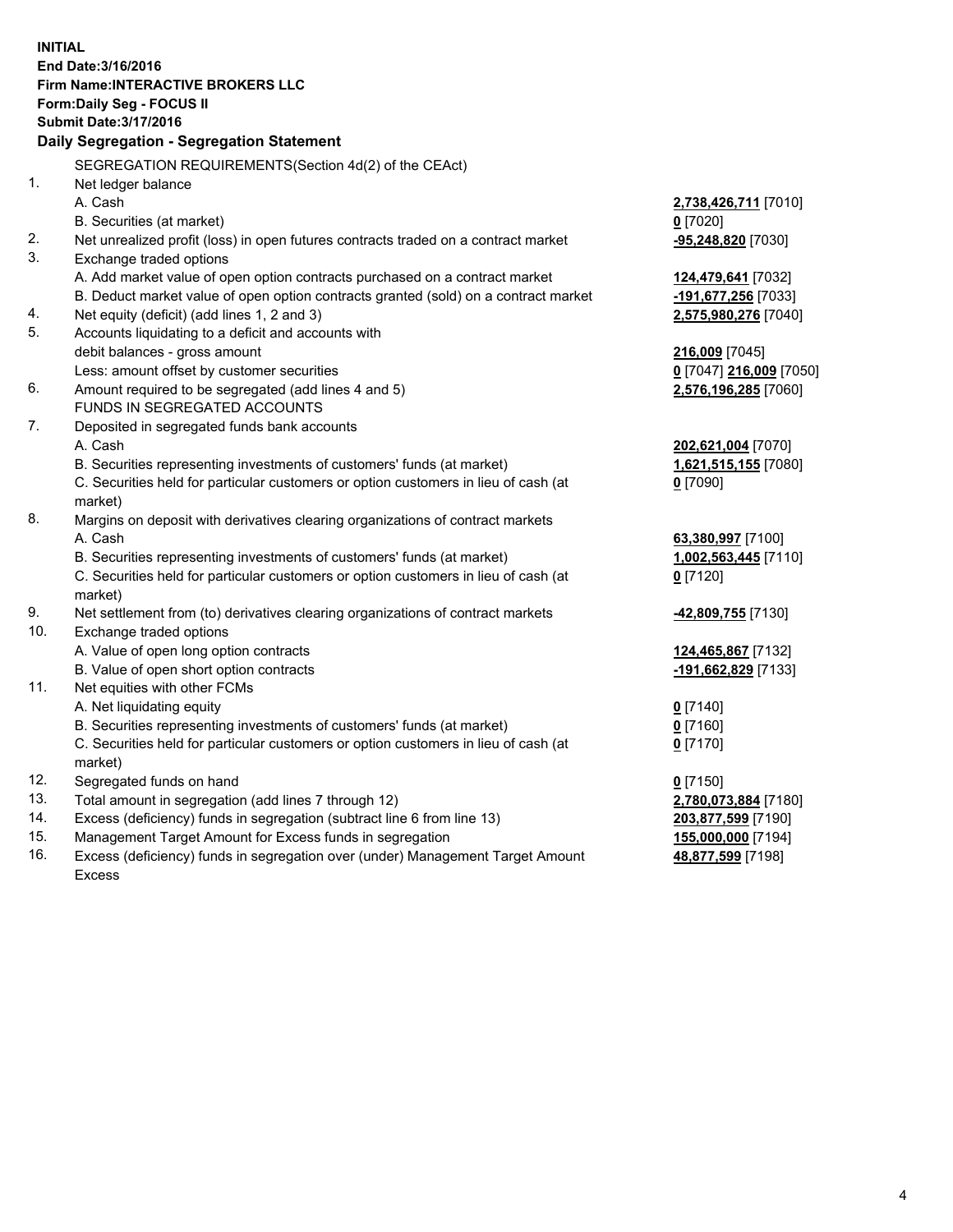**INITIAL**
**End Date:3/16/2016**
**Firm Name:INTERACTIVE BROKERS LLC**
**Form:Daily Seg - FOCUS II**
**Submit Date:3/17/2016**

## Daily Segregation - Segregation Statement

| | | |
|---|---|---|
| | SEGREGATION REQUIREMENTS(Section 4d(2) of the CEAct) | |
| 1. | Net ledger balance | |
| | A. Cash | **2,738,426,711** [7010] |
| | B. Securities (at market) | **0** [7020] |
| 2. | Net unrealized profit (loss) in open futures contracts traded on a contract market | **-95,248,820** [7030] |
| 3. | Exchange traded options | |
| | A. Add market value of open option contracts purchased on a contract market | **124,479,641** [7032] |
| | B. Deduct market value of open option contracts granted (sold) on a contract market | **-191,677,256** [7033] |
| 4. | Net equity (deficit) (add lines 1, 2 and 3) | **2,575,980,276** [7040] |
| 5. | Accounts liquidating to a deficit and accounts with debit balances - gross amount | **216,009** [7045] |
| | Less: amount offset by customer securities | **0** [7047] **216,009** [7050] |
| 6. | Amount required to be segregated (add lines 4 and 5) | **2,576,196,285** [7060] |
| | FUNDS IN SEGREGATED ACCOUNTS | |
| 7. | Deposited in segregated funds bank accounts | |
| | A. Cash | **202,621,004** [7070] |
| | B. Securities representing investments of customers' funds (at market) | **1,621,515,155** [7080] |
| | C. Securities held for particular customers or option customers in lieu of cash (at market) | **0** [7090] |
| 8. | Margins on deposit with derivatives clearing organizations of contract markets | |
| | A. Cash | **63,380,997** [7100] |
| | B. Securities representing investments of customers' funds (at market) | **1,002,563,445** [7110] |
| | C. Securities held for particular customers or option customers in lieu of cash (at market) | **0** [7120] |
| 9. | Net settlement from (to) derivatives clearing organizations of contract markets | **-42,809,755** [7130] |
| 10. | Exchange traded options | |
| | A. Value of open long option contracts | **124,465,867** [7132] |
| | B. Value of open short option contracts | **-191,662,829** [7133] |
| 11. | Net equities with other FCMs | |
| | A. Net liquidating equity | **0** [7140] |
| | B. Securities representing investments of customers' funds (at market) | **0** [7160] |
| | C. Securities held for particular customers or option customers in lieu of cash (at market) | **0** [7170] |
| 12. | Segregated funds on hand | **0** [7150] |
| 13. | Total amount in segregation (add lines 7 through 12) | **2,780,073,884** [7180] |
| 14. | Excess (deficiency) funds in segregation (subtract line 6 from line 13) | **203,877,599** [7190] |
| 15. | Management Target Amount for Excess funds in segregation | **155,000,000** [7194] |
| 16. | Excess (deficiency) funds in segregation over (under) Management Target Amount Excess | **48,877,599** [7198] |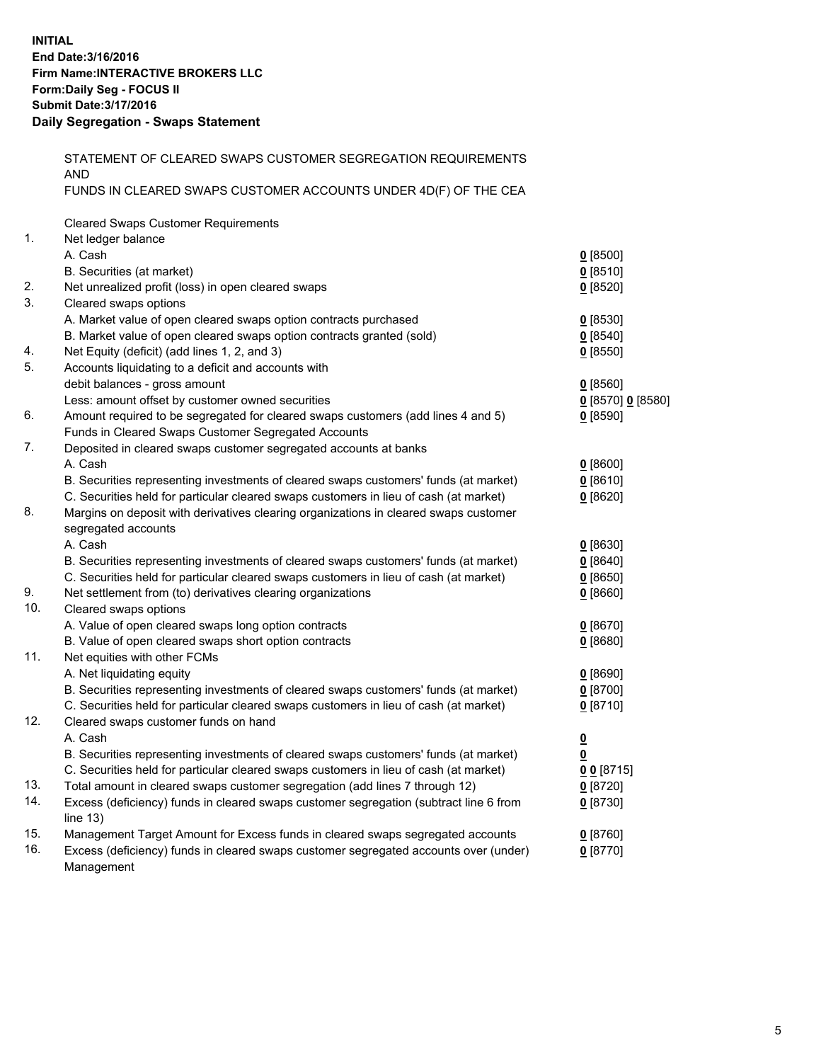**INITIAL**
**End Date:3/16/2016**
**Firm Name:INTERACTIVE BROKERS LLC**
**Form:Daily Seg - FOCUS II**
**Submit Date:3/17/2016**
**Daily Segregation - Swaps Statement**

STATEMENT OF CLEARED SWAPS CUSTOMER SEGREGATION REQUIREMENTS
AND
FUNDS IN CLEARED SWAPS CUSTOMER ACCOUNTS UNDER 4D(F) OF THE CEA

| | | |
|---|---|---|
| | Cleared Swaps Customer Requirements | |
| 1. | Net ledger balance | |
| | A. Cash | 0 [8500] |
| | B. Securities (at market) | 0 [8510] |
| 2. | Net unrealized profit (loss) in open cleared swaps | 0 [8520] |
| 3. | Cleared swaps options | |
| | A. Market value of open cleared swaps option contracts purchased | 0 [8530] |
| | B. Market value of open cleared swaps option contracts granted (sold) | 0 [8540] |
| 4. | Net Equity (deficit) (add lines 1, 2, and 3) | 0 [8550] |
| 5. | Accounts liquidating to a deficit and accounts with | |
| | debit balances - gross amount | 0 [8560] |
| | Less: amount offset by customer owned securities | 0 [8570] 0 [8580] |
| 6. | Amount required to be segregated for cleared swaps customers (add lines 4 and 5) | 0 [8590] |
| | Funds in Cleared Swaps Customer Segregated Accounts | |
| 7. | Deposited in cleared swaps customer segregated accounts at banks | |
| | A. Cash | 0 [8600] |
| | B. Securities representing investments of cleared swaps customers' funds (at market) | 0 [8610] |
| | C. Securities held for particular cleared swaps customers in lieu of cash (at market) | 0 [8620] |
| 8. | Margins on deposit with derivatives clearing organizations in cleared swaps customer segregated accounts | |
| | A. Cash | 0 [8630] |
| | B. Securities representing investments of cleared swaps customers' funds (at market) | 0 [8640] |
| | C. Securities held for particular cleared swaps customers in lieu of cash (at market) | 0 [8650] |
| 9. | Net settlement from (to) derivatives clearing organizations | 0 [8660] |
| 10. | Cleared swaps options | |
| | A. Value of open cleared swaps long option contracts | 0 [8670] |
| | B. Value of open cleared swaps short option contracts | 0 [8680] |
| 11. | Net equities with other FCMs | |
| | A. Net liquidating equity | 0 [8690] |
| | B. Securities representing investments of cleared swaps customers' funds (at market) | 0 [8700] |
| | C. Securities held for particular cleared swaps customers in lieu of cash (at market) | 0 [8710] |
| 12. | Cleared swaps customer funds on hand | |
| | A. Cash | 0 |
| | B. Securities representing investments of cleared swaps customers' funds (at market) | 0 |
| | C. Securities held for particular cleared swaps customers in lieu of cash (at market) | 0 0 [8715] |
| 13. | Total amount in cleared swaps customer segregation (add lines 7 through 12) | 0 [8720] |
| 14. | Excess (deficiency) funds in cleared swaps customer segregation (subtract line 6 from line 13) | 0 [8730] |
| 15. | Management Target Amount for Excess funds in cleared swaps segregated accounts | 0 [8760] |
| 16. | Excess (deficiency) funds in cleared swaps customer segregated accounts over (under) Management | 0 [8770] |